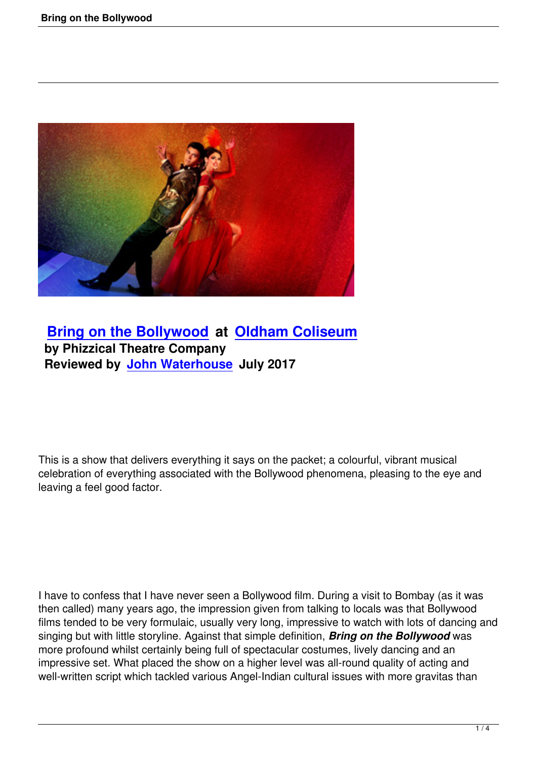**Bring on the Bollywood** at **Oldham Coliseum**
**by Phizzical Theatre Company**
**Reviewed by John Waterhouse July 2017**

This is a show that delivers everything it says on the packet; a colourful, vibrant musical celebration of everything associated with the Bollywood phenomena, pleasing to the eye and leaving a feel good factor.

I have to confess that I have never seen a Bollywood film. During a visit to Bombay (as it was then called) many years ago, the impression given from talking to locals was that Bollywood films tended to be very formulaic, usually very long, impressive to watch with lots of dancing and singing but with little storyline. Against that simple definition, ***Bring on the Bollywood*** was more profound whilst certainly being full of spectacular costumes, lively dancing and an impressive set. What placed the show on a higher level was all-round quality of acting and well-written script which tackled various Angel-Indian cultural issues with more gravitas than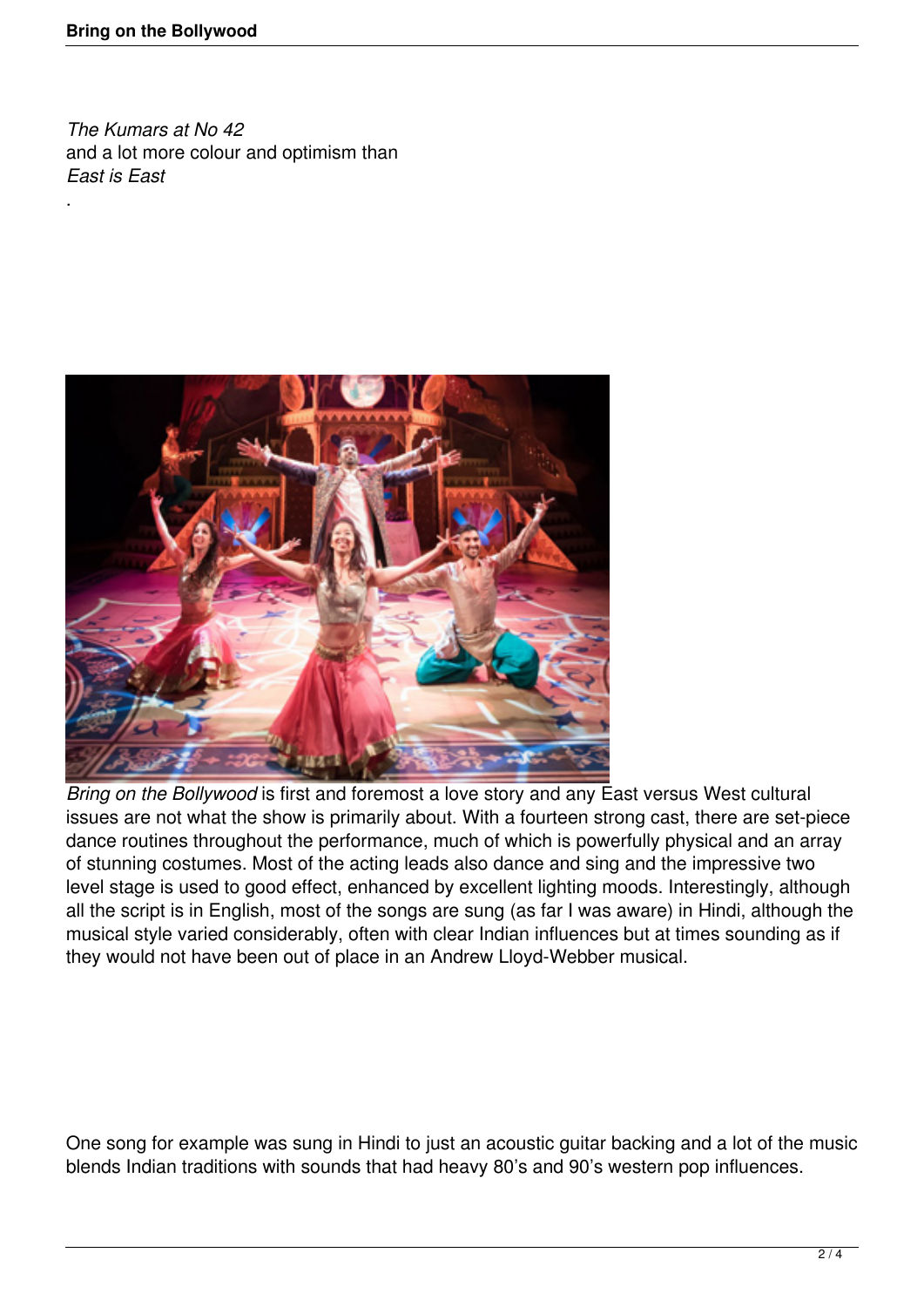*The Kumars at No 42* and a lot more colour and optimism than *East is East*.

*Bring on the Bollywood* is first and foremost a love story and any East versus West cultural issues are not what the show is primarily about. With a fourteen strong cast, there are set-piece dance routines throughout the performance, much of which is powerfully physical and an array of stunning costumes. Most of the acting leads also dance and sing and the impressive two level stage is used to good effect, enhanced by excellent lighting moods. Interestingly, although all the script is in English, most of the songs are sung (as far I was aware) in Hindi, although the musical style varied considerably, often with clear Indian influences but at times sounding as if they would not have been out of place in an Andrew Lloyd-Webber musical.

One song for example was sung in Hindi to just an acoustic guitar backing and a lot of the music blends Indian traditions with sounds that had heavy 80's and 90's western pop influences.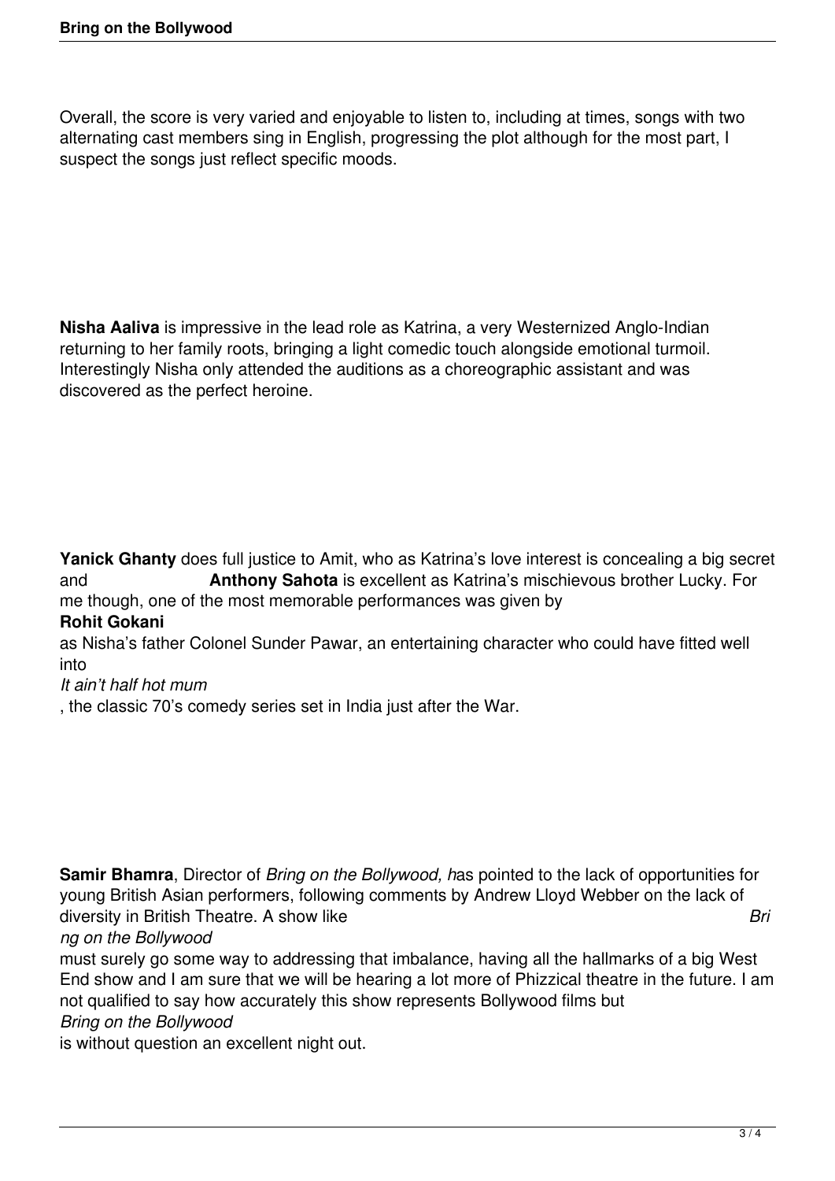Overall, the score is very varied and enjoyable to listen to, including at times, songs with two alternating cast members sing in English, progressing the plot although for the most part, I suspect the songs just reflect specific moods.

**Nisha Aaliva** is impressive in the lead role as Katrina, a very Westernized Anglo-Indian returning to her family roots, bringing a light comedic touch alongside emotional turmoil. Interestingly Nisha only attended the auditions as a choreographic assistant and was discovered as the perfect heroine.

**Yanick Ghanty** does full justice to Amit, who as Katrina's love interest is concealing a big secret and **Anthony Sahota** is excellent as Katrina's mischievous brother Lucky. For me though, one of the most memorable performances was given by **Rohit Gokani** as Nisha's father Colonel Sunder Pawar, an entertaining character who could have fitted well into *It ain't half hot mum*, the classic 70's comedy series set in India just after the War.

**Samir Bhamra**, Director of *Bring on the Bollywood, h*as pointed to the lack of opportunities for young British Asian performers, following comments by Andrew Lloyd Webber on the lack of diversity in British Theatre. A show like *Bring on the Bollywood* must surely go some way to addressing that imbalance, having all the hallmarks of a big West End show and I am sure that we will be hearing a lot more of Phizzical theatre in the future. I am not qualified to say how accurately this show represents Bollywood films but *Bring on the Bollywood* is without question an excellent night out.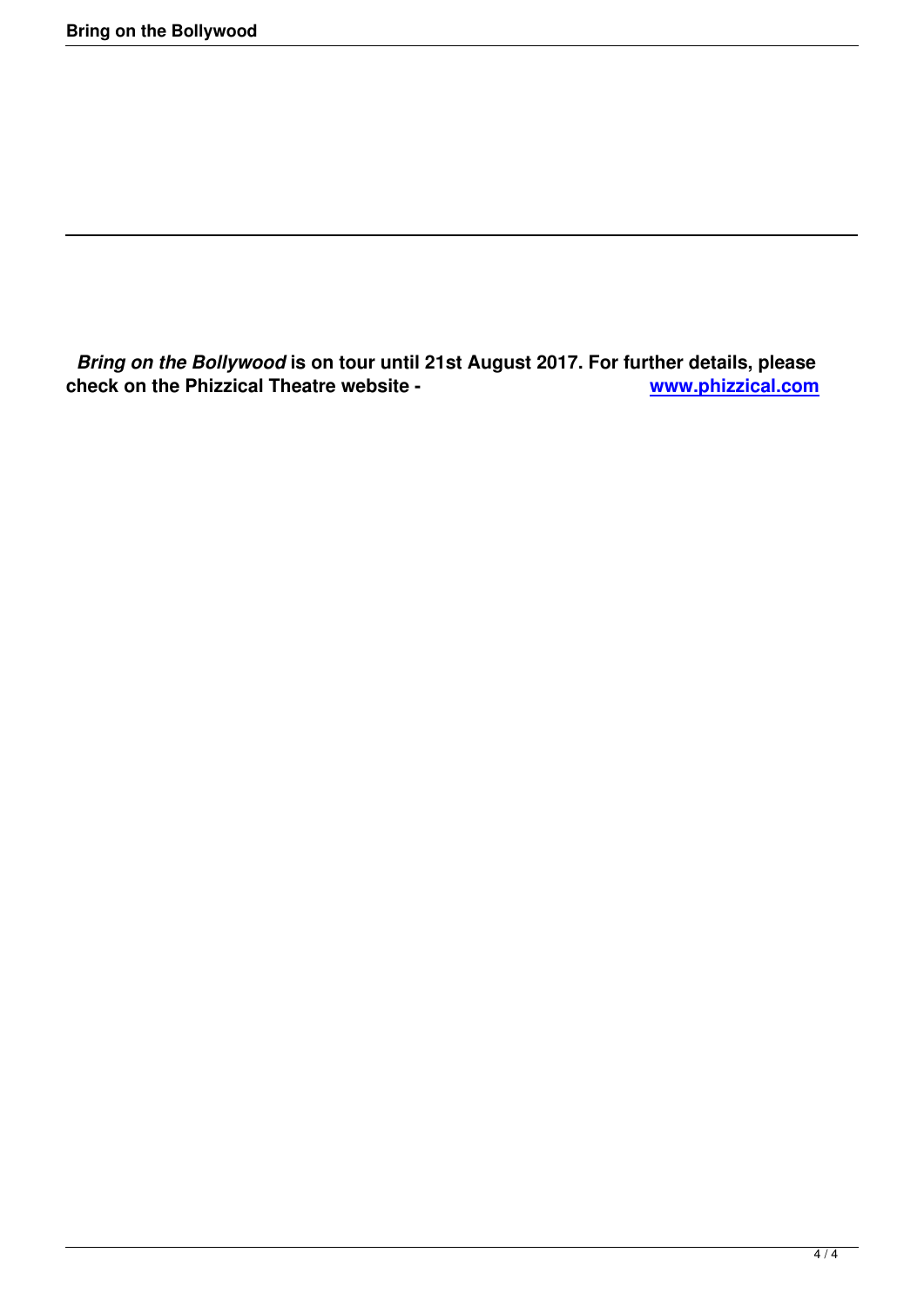---

***Bring on the Bollywood*** **is on tour until 21st August 2017. For further details, please check on the Phizzical Theatre website - [www.phizzical.com](http://www.phizzical.com)**